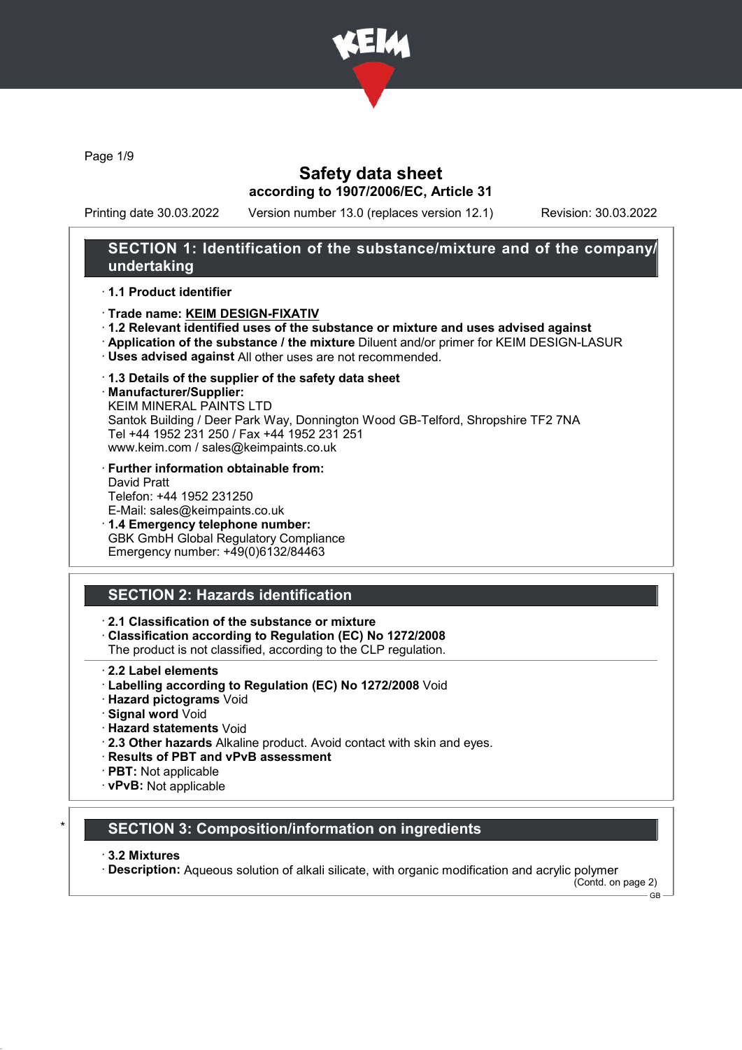# Safety data sheet

**according to 1907/2006/EC, Article 31**

Printing date 30.03.2022 Version number 13.0 (replaces version 12.1) Revision: 30.03.2022

## SECTION 1: Identification of the substance/mixture and of the company/undertaking

· **1.1 Product identifier**

· **Trade name: KEIM DESIGN-FIXATIV**

· **1.2 Relevant identified uses of the substance or mixture and uses advised against**

· **Application of the substance / the mixture** Diluent and/or primer for KEIM DESIGN-LASUR

· **Uses advised against** All other uses are not recommended.

· **1.3 Details of the supplier of the safety data sheet**

· **Manufacturer/Supplier:**
KEIM MINERAL PAINTS LTD
Santok Building / Deer Park Way, Donnington Wood GB-Telford, Shropshire TF2 7NA
Tel +44 1952 231 250 / Fax +44 1952 231 251
www.keim.com / sales@keimpaints.co.uk

· **Further information obtainable from:**
David Pratt
Telefon: +44 1952 231250
E-Mail: sales@keimpaints.co.uk

· **1.4 Emergency telephone number:**
GBK GmbH Global Regulatory Compliance
Emergency number: +49(0)6132/84463

## SECTION 2: Hazards identification

· **2.1 Classification of the substance or mixture**

· **Classification according to Regulation (EC) No 1272/2008**
The product is not classified, according to the CLP regulation.

· **2.2 Label elements**

· **Labelling according to Regulation (EC) No 1272/2008** Void

· **Hazard pictograms** Void

· **Signal word** Void

· **Hazard statements** Void

· **2.3 Other hazards** Alkaline product. Avoid contact with skin and eyes.

· **Results of PBT and vPvB assessment**

· **PBT:** Not applicable

· **vPvB:** Not applicable

## SECTION 3: Composition/information on ingredients

· **3.2 Mixtures**

· **Description:** Aqueous solution of alkali silicate, with organic modification and acrylic polymer

(Contd. on page 2)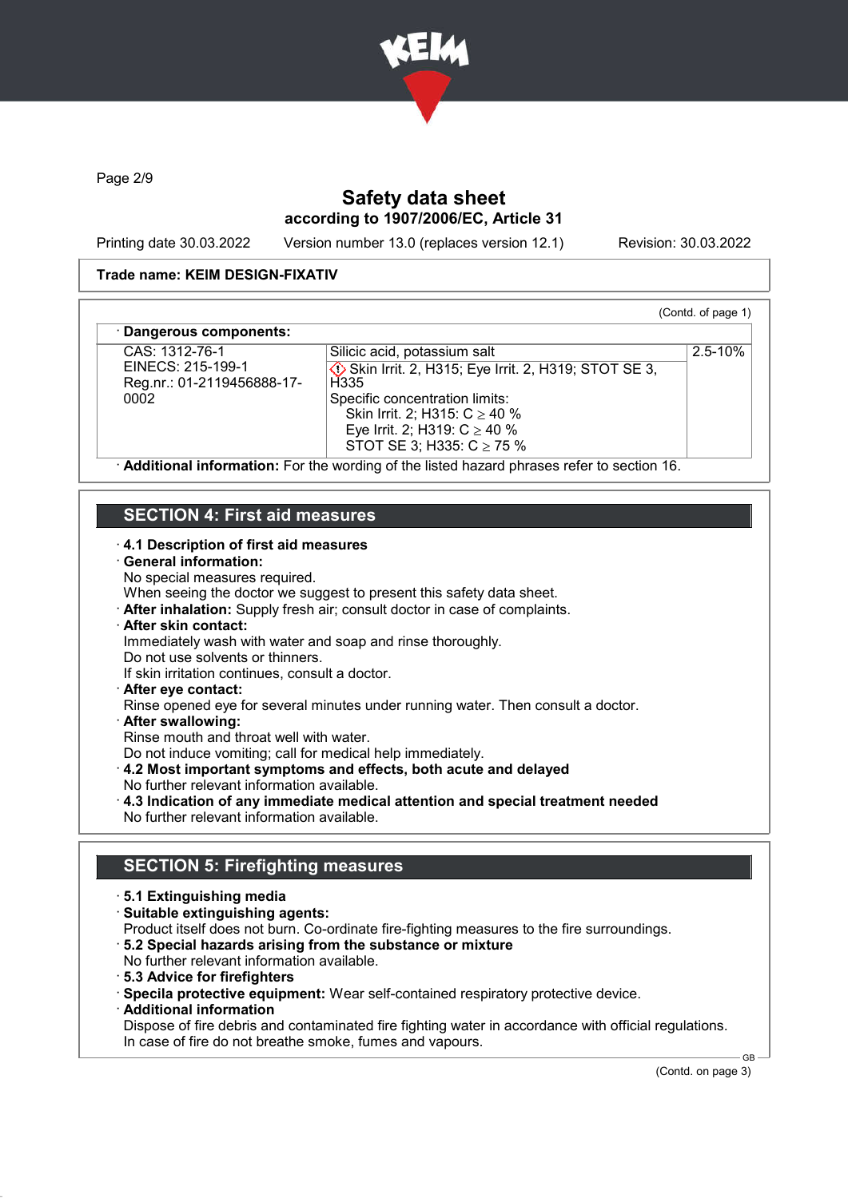Safety data sheet
according to 1907/2006/EC, Article 31

Printing date 30.03.2022 | Version number 13.0 (replaces version 12.1) | Revision: 30.03.2022

**Trade name: KEIM DESIGN-FIXATIV**

(Contd. of page 1)

· **Dangerous components:**

| | | |
|---|---|---|
| CAS: 1312-76-1<br>EINECS: 215-199-1<br>Reg.nr.: 01-2119456888-17-0002 | Silicic acid, potassium salt<br>Skin Irrit. 2, H315; Eye Irrit. 2, H319; STOT SE 3, H335<br>Specific concentration limits:<br>Skin Irrit. 2; H315: C ≥ 40 %<br>Eye Irrit. 2; H319: C ≥ 40 %<br>STOT SE 3; H335: C ≥ 75 % | 2.5-10% |

· **Additional information:** For the wording of the listed hazard phrases refer to section 16.

## SECTION 4: First aid measures

· **4.1 Description of first aid measures**
· **General information:**
No special measures required.
When seeing the doctor we suggest to present this safety data sheet.
· **After inhalation:** Supply fresh air; consult doctor in case of complaints.
· **After skin contact:**
Immediately wash with water and soap and rinse thoroughly.
Do not use solvents or thinners.
If skin irritation continues, consult a doctor.
· **After eye contact:**
Rinse opened eye for several minutes under running water. Then consult a doctor.
· **After swallowing:**
Rinse mouth and throat well with water.
Do not induce vomiting; call for medical help immediately.
· **4.2 Most important symptoms and effects, both acute and delayed**
No further relevant information available.
· **4.3 Indication of any immediate medical attention and special treatment needed**
No further relevant information available.

## SECTION 5: Firefighting measures

· **5.1 Extinguishing media**
· **Suitable extinguishing agents:**
Product itself does not burn. Co-ordinate fire-fighting measures to the fire surroundings.
· **5.2 Special hazards arising from the substance or mixture**
No further relevant information available.
· **5.3 Advice for firefighters**
· **Specila protective equipment:** Wear self-contained respiratory protective device.
· **Additional information**
Dispose of fire debris and contaminated fire fighting water in accordance with official regulations.
In case of fire do not breathe smoke, fumes and vapours.

(Contd. on page 3)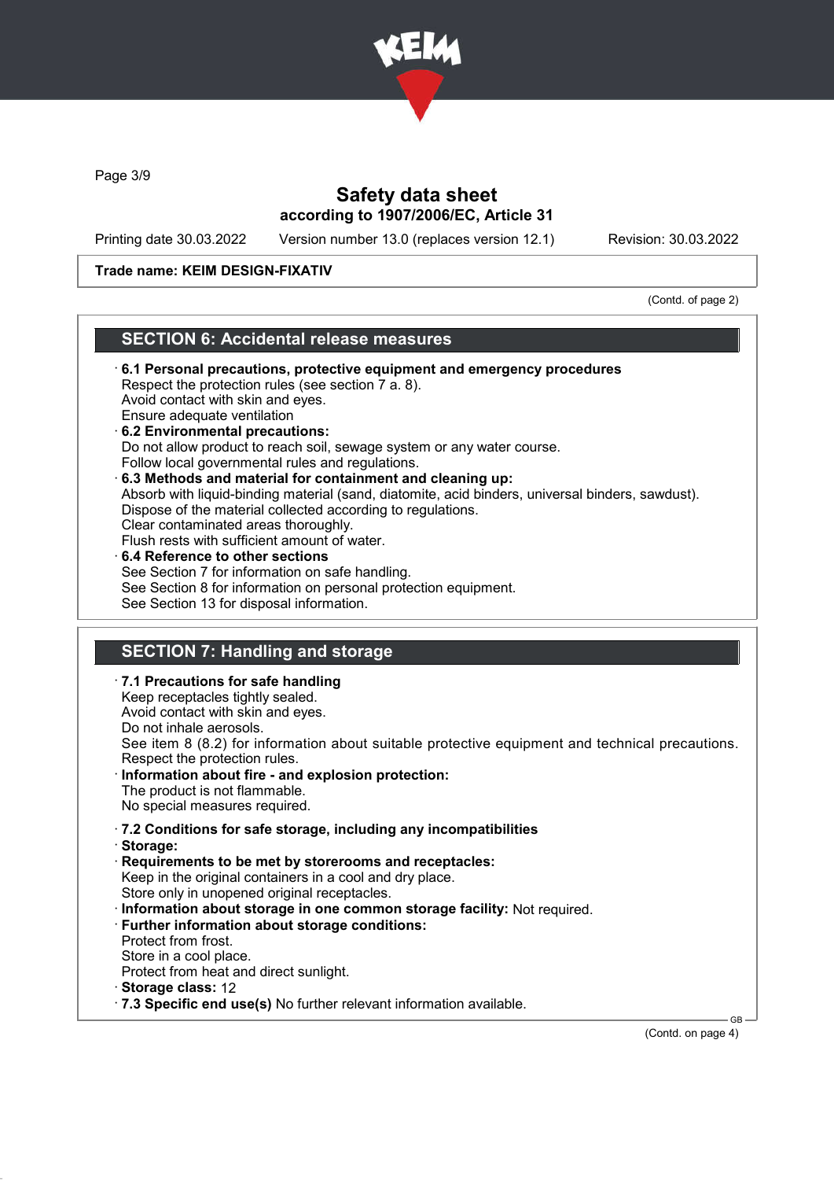Trade name: KEIM DESIGN-FIXATIV

(Contd. of page 2)

## SECTION 6: Accidental release measures

· **6.1 Personal precautions, protective equipment and emergency procedures**
Respect the protection rules (see section 7 a. 8).
Avoid contact with skin and eyes.
Ensure adequate ventilation
· **6.2 Environmental precautions:**
Do not allow product to reach soil, sewage system or any water course.
Follow local governmental rules and regulations.
· **6.3 Methods and material for containment and cleaning up:**
Absorb with liquid-binding material (sand, diatomite, acid binders, universal binders, sawdust).
Dispose of the material collected according to regulations.
Clear contaminated areas thoroughly.
Flush rests with sufficient amount of water.
· **6.4 Reference to other sections**
See Section 7 for information on safe handling.
See Section 8 for information on personal protection equipment.
See Section 13 for disposal information.

## SECTION 7: Handling and storage

· **7.1 Precautions for safe handling**
Keep receptacles tightly sealed.
Avoid contact with skin and eyes.
Do not inhale aerosols.
See item 8 (8.2) for information about suitable protective equipment and technical precautions.
Respect the protection rules.
· **Information about fire - and explosion protection:**
The product is not flammable.
No special measures required.

· **7.2 Conditions for safe storage, including any incompatibilities**
· **Storage:**
· **Requirements to be met by storerooms and receptacles:**
Keep in the original containers in a cool and dry place.
Store only in unopened original receptacles.
· **Information about storage in one common storage facility:** Not required.
· **Further information about storage conditions:**
Protect from frost.
Store in a cool place.
Protect from heat and direct sunlight.
· **Storage class:** 12
· **7.3 Specific end use(s)** No further relevant information available.

(Contd. on page 4)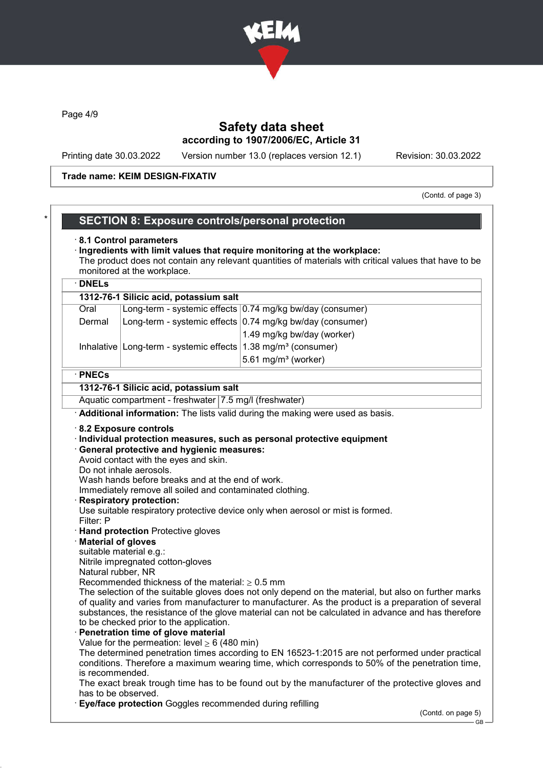Trade name: KEIM DESIGN-FIXATIV

(Contd. of page 3)

## SECTION 8: Exposure controls/personal protection

· **8.1 Control parameters**

· **Ingredients with limit values that require monitoring at the workplace:**
The product does not contain any relevant quantities of materials with critical values that have to be monitored at the workplace.

· **DNELs**

| 1312-76-1 Silicic acid, potassium salt | | |
|---|---|---|
| Oral | Long-term - systemic effects | 0.74 mg/kg bw/day (consumer) |
| Dermal | Long-term - systemic effects | 0.74 mg/kg bw/day (consumer) |
| | | 1.49 mg/kg bw/day (worker) |
| Inhalative | Long-term - systemic effects | 1.38 mg/m³ (consumer) |
| | | 5.61 mg/m³ (worker) |

· **PNECs**

| 1312-76-1 Silicic acid, potassium salt | |
|---|---|
| Aquatic compartment - freshwater | 7.5 mg/l (freshwater) |

· **Additional information:** The lists valid during the making were used as basis.

· **8.2 Exposure controls**

· **Individual protection measures, such as personal protective equipment**

· **General protective and hygienic measures:**
Avoid contact with the eyes and skin.
Do not inhale aerosols.
Wash hands before breaks and at the end of work.
Immediately remove all soiled and contaminated clothing.

· **Respiratory protection:**
Use suitable respiratory protective device only when aerosol or mist is formed.
Filter: P

· **Hand protection** Protective gloves

· **Material of gloves**
suitable material e.g.:
Nitrile impregnated cotton-gloves
Natural rubber, NR
Recommended thickness of the material: ≥ 0.5 mm
The selection of the suitable gloves does not only depend on the material, but also on further marks of quality and varies from manufacturer to manufacturer. As the product is a preparation of several substances, the resistance of the glove material can not be calculated in advance and has therefore to be checked prior to the application.

· **Penetration time of glove material**
Value for the permeation: level ≥ 6 (480 min)
The determined penetration times according to EN 16523-1:2015 are not performed under practical conditions. Therefore a maximum wearing time, which corresponds to 50% of the penetration time, is recommended.
The exact break trough time has to be found out by the manufacturer of the protective gloves and has to be observed.

· **Eye/face protection** Goggles recommended during refilling

(Contd. on page 5)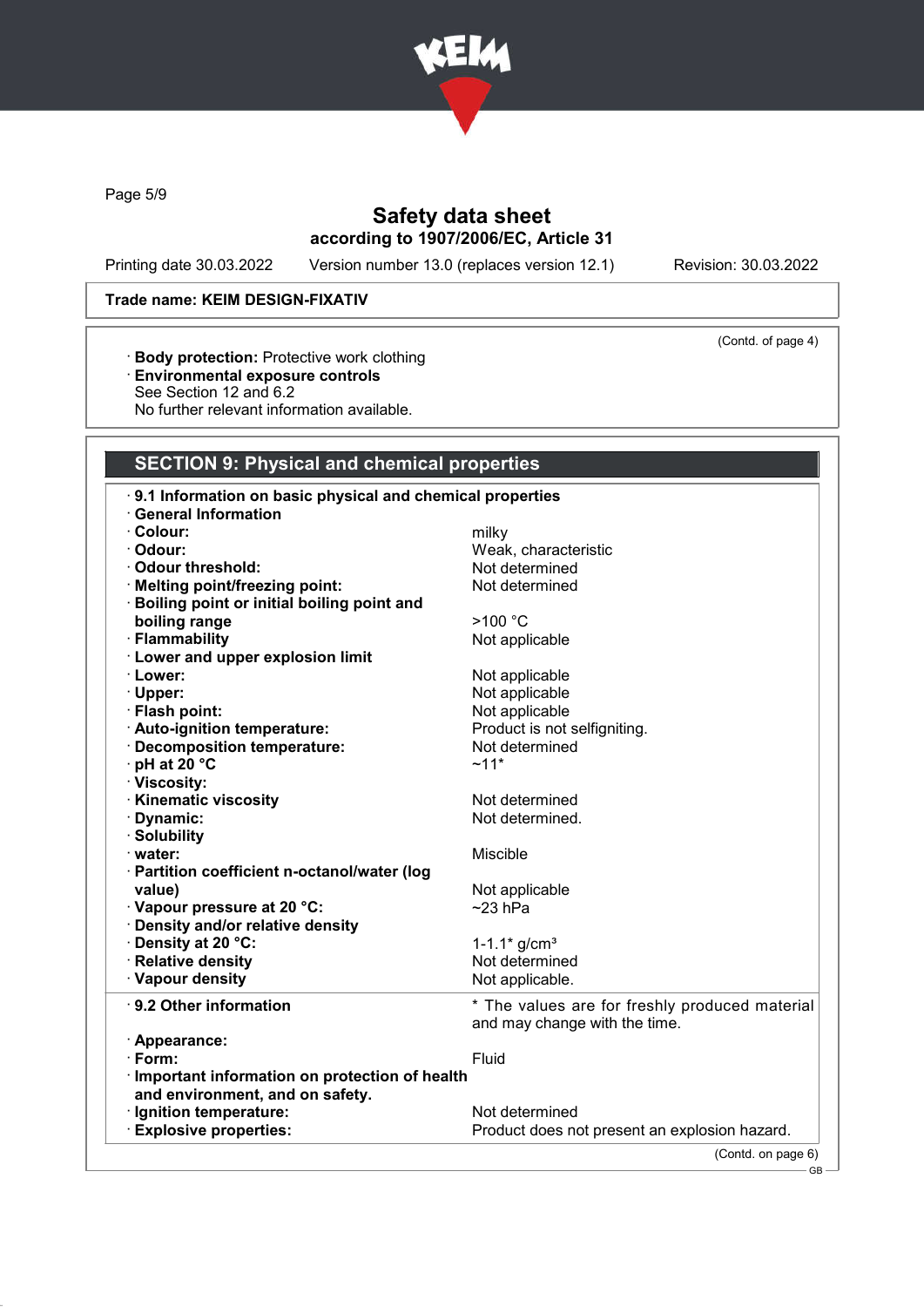**Trade name: KEIM DESIGN-FIXATIV**

(Contd. of page 4)

· **Body protection:** Protective work clothing
· **Environmental exposure controls**
See Section 12 and 6.2
No further relevant information available.

## SECTION 9: Physical and chemical properties

· **9.1 Information on basic physical and chemical properties**
· **General Information**

| | |
|---|---|
| · **Colour:** | milky |
| · **Odour:** | Weak, characteristic |
| · **Odour threshold:** | Not determined |
| · **Melting point/freezing point:** | Not determined |
| · **Boiling point or initial boiling point and boiling range** | >100 °C |
| · **Flammability** | Not applicable |
| · **Lower and upper explosion limit** | |
| · **Lower:** | Not applicable |
| · **Upper:** | Not applicable |
| · **Flash point:** | Not applicable |
| · **Auto-ignition temperature:** | Product is not selfigniting. |
| · **Decomposition temperature:** | Not determined |
| · **pH at 20 °C** | ~11* |
| · **Viscosity:** | |
| · **Kinematic viscosity** | Not determined |
| · **Dynamic:** | Not determined. |
| · **Solubility** | |
| · **water:** | Miscible |
| · **Partition coefficient n-octanol/water (log value)** | Not applicable |
| · **Vapour pressure at 20 °C:** | ~23 hPa |
| · **Density and/or relative density** | |
| · **Density at 20 °C:** | 1-1.1* g/cm³ |
| · **Relative density** | Not determined |
| · **Vapour density** | Not applicable. |

| | |
|---|---|
| · **9.2 Other information** | * The values are for freshly produced material and may change with the time. |
| · **Appearance:** | |
| · **Form:** | Fluid |
| · **Important information on protection of health and environment, and on safety.** | |
| · **Ignition temperature:** | Not determined |
| · **Explosive properties:** | Product does not present an explosion hazard. |

(Contd. on page 6)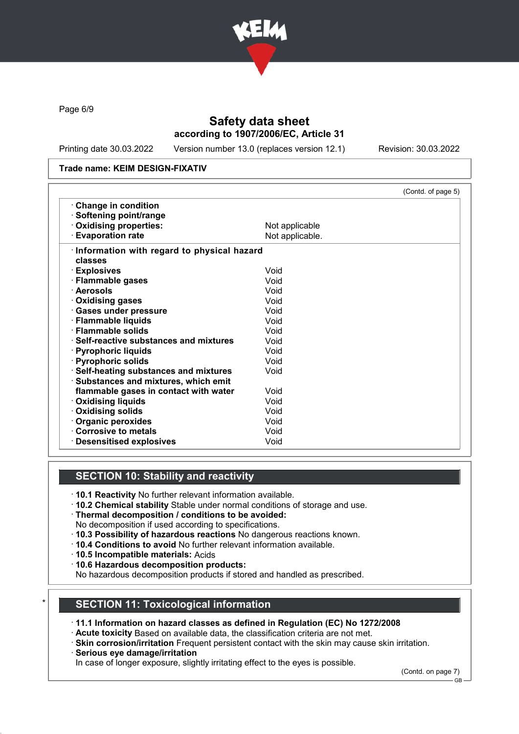Safety data sheet
according to 1907/2006/EC, Article 31

Printing date 30.03.2022 Version number 13.0 (replaces version 12.1) Revision: 30.03.2022

**Trade name: KEIM DESIGN-FIXATIV**

(Contd. of page 5)

| | |
|---|---|
| · **Change in condition** | |
| · **Softening point/range** | |
| · **Oxidising properties:** | Not applicable |
| · **Evaporation rate** | Not applicable. |

| | |
|---|---|
| · **Information with regard to physical hazard classes** | |
| · **Explosives** | Void |
| · **Flammable gases** | Void |
| · **Aerosols** | Void |
| · **Oxidising gases** | Void |
| · **Gases under pressure** | Void |
| · **Flammable liquids** | Void |
| · **Flammable solids** | Void |
| · **Self-reactive substances and mixtures** | Void |
| · **Pyrophoric liquids** | Void |
| · **Pyrophoric solids** | Void |
| · **Self-heating substances and mixtures** | Void |
| · **Substances and mixtures, which emit flammable gases in contact with water** | Void |
| · **Oxidising liquids** | Void |
| · **Oxidising solids** | Void |
| · **Organic peroxides** | Void |
| · **Corrosive to metals** | Void |
| · **Desensitised explosives** | Void |

## SECTION 10: Stability and reactivity

· **10.1 Reactivity** No further relevant information available.
· **10.2 Chemical stability** Stable under normal conditions of storage and use.
· **Thermal decomposition / conditions to be avoided:**
No decomposition if used according to specifications.
· **10.3 Possibility of hazardous reactions** No dangerous reactions known.
· **10.4 Conditions to avoid** No further relevant information available.
· **10.5 Incompatible materials:** Acids
· **10.6 Hazardous decomposition products:**
No hazardous decomposition products if stored and handled as prescribed.

## SECTION 11: Toxicological information

· **11.1 Information on hazard classes as defined in Regulation (EC) No 1272/2008**
· **Acute toxicity** Based on available data, the classification criteria are not met.
· **Skin corrosion/irritation** Frequent persistent contact with the skin may cause skin irritation.
· **Serious eye damage/irritation**
In case of longer exposure, slightly irritating effect to the eyes is possible.

(Contd. on page 7)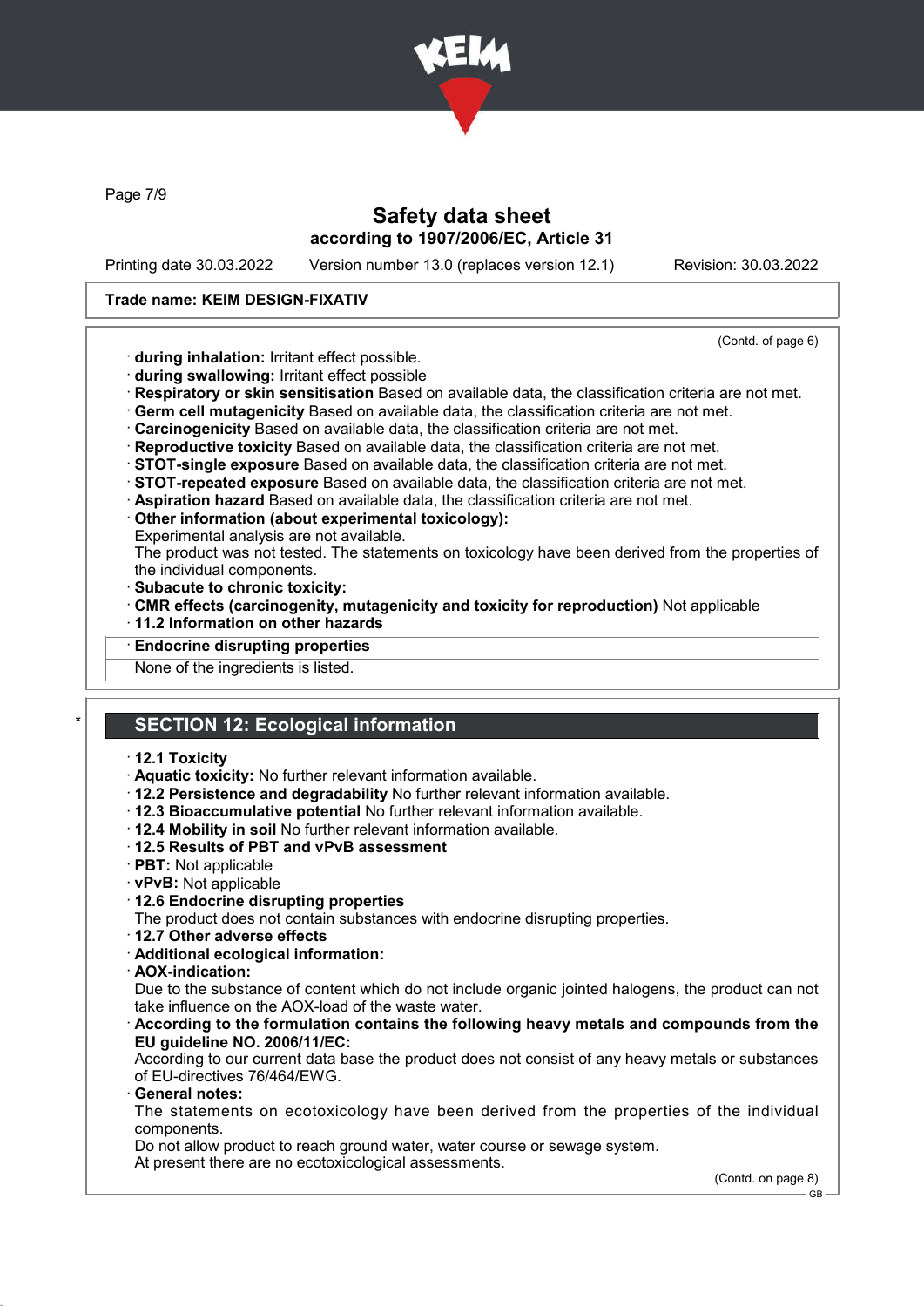Trade name: KEIM DESIGN-FIXATIV

(Contd. of page 6)

· **during inhalation:** Irritant effect possible.
· **during swallowing:** Irritant effect possible
· **Respiratory or skin sensitisation** Based on available data, the classification criteria are not met.
· **Germ cell mutagenicity** Based on available data, the classification criteria are not met.
· **Carcinogenicity** Based on available data, the classification criteria are not met.
· **Reproductive toxicity** Based on available data, the classification criteria are not met.
· **STOT-single exposure** Based on available data, the classification criteria are not met.
· **STOT-repeated exposure** Based on available data, the classification criteria are not met.
· **Aspiration hazard** Based on available data, the classification criteria are not met.
· **Other information (about experimental toxicology):**
Experimental analysis are not available.
The product was not tested. The statements on toxicology have been derived from the properties of the individual components.
· **Subacute to chronic toxicity:**
· **CMR effects (carcinogenity, mutagenicity and toxicity for reproduction)** Not applicable
· **11.2 Information on other hazards**
· **Endocrine disrupting properties**
None of the ingredients is listed.

## * SECTION 12: Ecological information

· **12.1 Toxicity**
· **Aquatic toxicity:** No further relevant information available.
· **12.2 Persistence and degradability** No further relevant information available.
· **12.3 Bioaccumulative potential** No further relevant information available.
· **12.4 Mobility in soil** No further relevant information available.
· **12.5 Results of PBT and vPvB assessment**
· **PBT:** Not applicable
· **vPvB:** Not applicable
· **12.6 Endocrine disrupting properties**
The product does not contain substances with endocrine disrupting properties.
· **12.7 Other adverse effects**
· **Additional ecological information:**
· **AOX-indication:**
Due to the substance of content which do not include organic jointed halogens, the product can not take influence on the AOX-load of the waste water.
· **According to the formulation contains the following heavy metals and compounds from the EU guideline NO. 2006/11/EC:**
According to our current data base the product does not consist of any heavy metals or substances of EU-directives 76/464/EWG.
· **General notes:**
The statements on ecotoxicology have been derived from the properties of the individual components.
Do not allow product to reach ground water, water course or sewage system.
At present there are no ecotoxicological assessments.

(Contd. on page 8)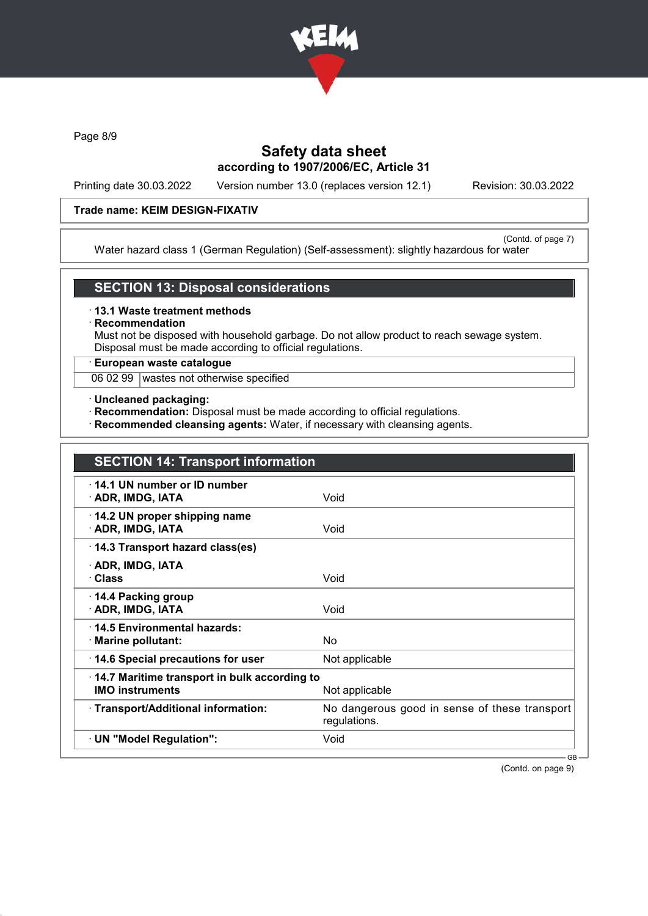Trade name: KEIM DESIGN-FIXATIV

(Contd. of page 7)

Water hazard class 1 (German Regulation) (Self-assessment): slightly hazardous for water

## SECTION 13: Disposal considerations

· **13.1 Waste treatment methods**

· **Recommendation**

Must not be disposed with household garbage. Do not allow product to reach sewage system.
Disposal must be made according to official regulations.

| · **European waste catalogue** | |
|---|---|
| 06 02 99 | wastes not otherwise specified |

· **Uncleaned packaging:**

· **Recommendation:** Disposal must be made according to official regulations.

· **Recommended cleansing agents:** Water, if necessary with cleansing agents.

## SECTION 14: Transport information

| | |
|---|---|
| · **14.1 UN number or ID number**<br>· **ADR, IMDG, IATA** | Void |
| · **14.2 UN proper shipping name**<br>· **ADR, IMDG, IATA** | Void |
| · **14.3 Transport hazard class(es)**<br>· **ADR, IMDG, IATA**<br>· **Class** | Void |
| · **14.4 Packing group**<br>· **ADR, IMDG, IATA** | Void |
| · **14.5 Environmental hazards:**<br>· **Marine pollutant:** | No |
| · **14.6 Special precautions for user** | Not applicable |
| · **14.7 Maritime transport in bulk according to IMO instruments** | Not applicable |
| · **Transport/Additional information:** | No dangerous good in sense of these transport regulations. |
| · **UN "Model Regulation":** | Void |

(Contd. on page 9)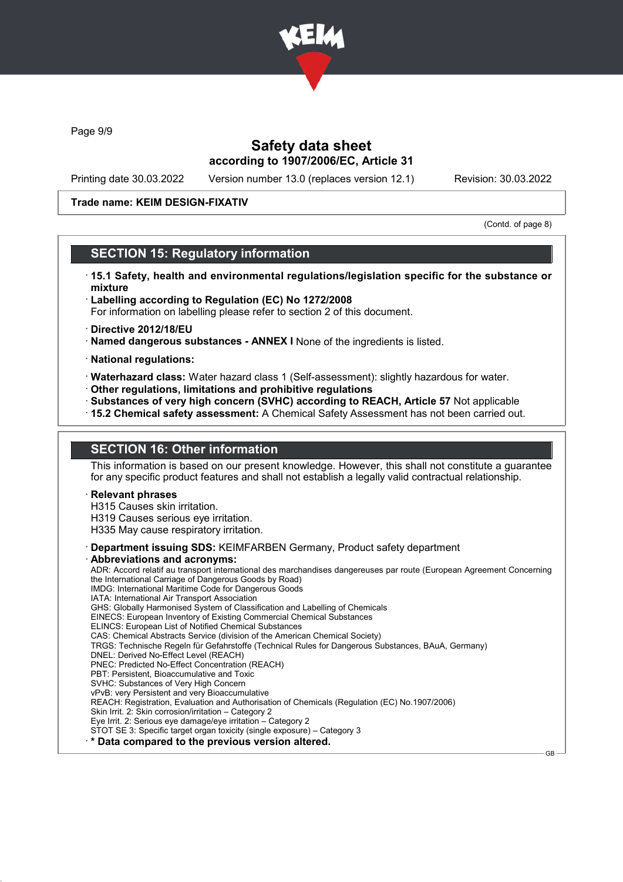**Trade name: KEIM DESIGN-FIXATIV**

(Contd. of page 8)

## SECTION 15: Regulatory information

- **15.1 Safety, health and environmental regulations/legislation specific for the substance or mixture**
- **Labelling according to Regulation (EC) No 1272/2008**
  For information on labelling please refer to section 2 of this document.
- **Directive 2012/18/EU**
- **Named dangerous substances - ANNEX I** None of the ingredients is listed.
- **National regulations:**
- **Waterhazard class:** Water hazard class 1 (Self-assessment): slightly hazardous for water.
- **Other regulations, limitations and prohibitive regulations**
- **Substances of very high concern (SVHC) according to REACH, Article 57** Not applicable
- **15.2 Chemical safety assessment:** A Chemical Safety Assessment has not been carried out.

## SECTION 16: Other information

This information is based on our present knowledge. However, this shall not constitute a guarantee for any specific product features and shall not establish a legally valid contractual relationship.

- **Relevant phrases**
  H315 Causes skin irritation.
  H319 Causes serious eye irritation.
  H335 May cause respiratory irritation.
- **Department issuing SDS:** KEIMFARBEN Germany, Product safety department
- **Abbreviations and acronyms:**
  ADR: Accord relatif au transport international des marchandises dangereuses par route (European Agreement Concerning the International Carriage of Dangerous Goods by Road)
  IMDG: International Maritime Code for Dangerous Goods
  IATA: International Air Transport Association
  GHS: Globally Harmonised System of Classification and Labelling of Chemicals
  EINECS: European Inventory of Existing Commercial Chemical Substances
  ELINCS: European List of Notified Chemical Substances
  CAS: Chemical Abstracts Service (division of the American Chemical Society)
  TRGS: Technische Regeln für Gefahrstoffe (Technical Rules for Dangerous Substances, BAuA, Germany)
  DNEL: Derived No-Effect Level (REACH)
  PNEC: Predicted No-Effect Concentration (REACH)
  PBT: Persistent, Bioaccumulative and Toxic
  SVHC: Substances of Very High Concern
  vPvB: very Persistent and very Bioaccumulative
  REACH: Registration, Evaluation and Authorisation of Chemicals (Regulation (EC) No.1907/2006)
  Skin Irrit. 2: Skin corrosion/irritation – Category 2
  Eye Irrit. 2: Serious eye damage/eye irritation – Category 2
  STOT SE 3: Specific target organ toxicity (single exposure) – Category 3
- **\* Data compared to the previous version altered.**